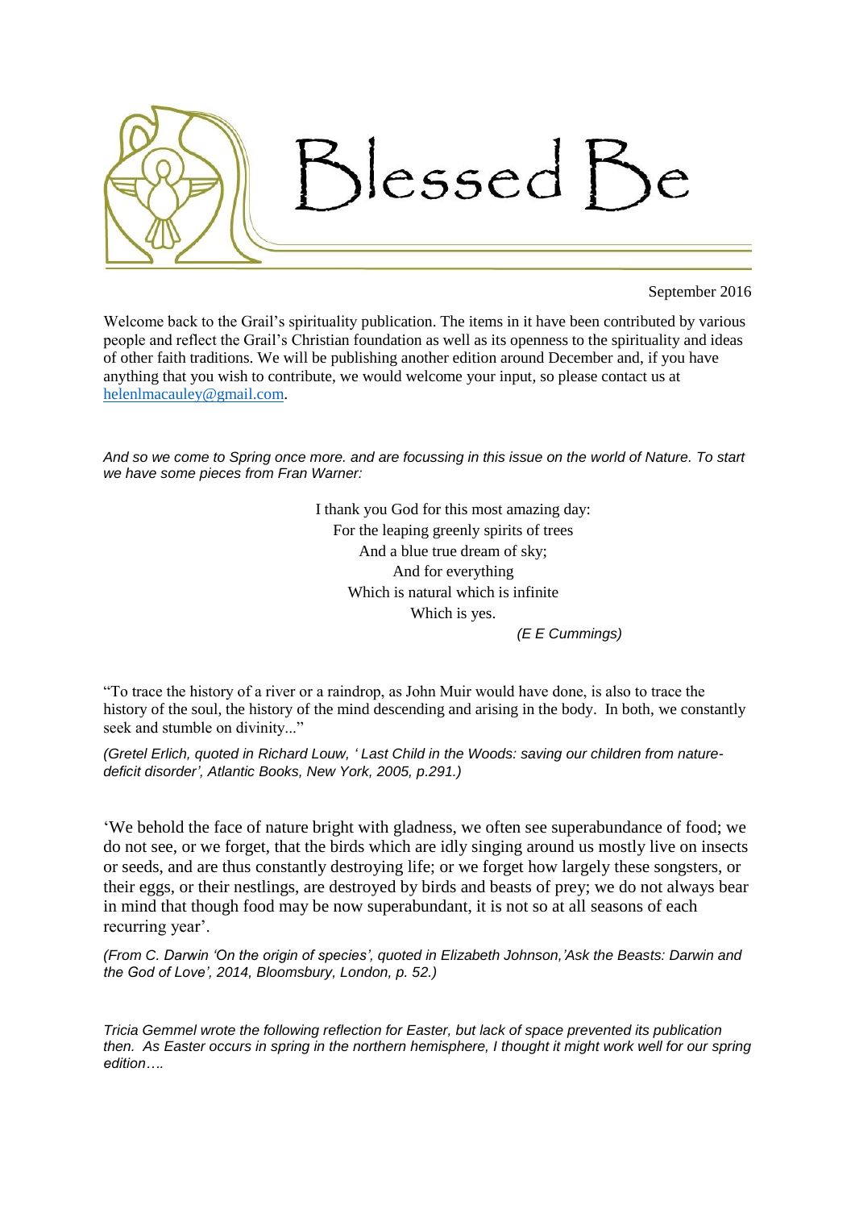# Blessed Be

September 2016

Welcome back to the Grail's spirituality publication. The items in it have been contributed by various people and reflect the Grail's Christian foundation as well as its openness to the spirituality and ideas of other faith traditions. We will be publishing another edition around December and, if you have anything that you wish to contribute, we would welcome your input, so please contact us at helenlmacauley@gmail.com.

*And so we come to Spring once more. and are focussing in this issue on the world of Nature. To start we have some pieces from Fran Warner:*

I thank you God for this most amazing day:
For the leaping greenly spirits of trees
And a blue true dream of sky;
And for everything
Which is natural which is infinite
Which is yes.

*(E E Cummings)*

"To trace the history of a river or a raindrop, as John Muir would have done, is also to trace the history of the soul, the history of the mind descending and arising in the body. In both, we constantly seek and stumble on divinity..."

*(Gretel Erlich, quoted in Richard Louw, ' Last Child in the Woods: saving our children from nature-deficit disorder', Atlantic Books, New York, 2005, p.291.)*

'We behold the face of nature bright with gladness, we often see superabundance of food; we do not see, or we forget, that the birds which are idly singing around us mostly live on insects or seeds, and are thus constantly destroying life; or we forget how largely these songsters, or their eggs, or their nestlings, are destroyed by birds and beasts of prey; we do not always bear in mind that though food may be now superabundant, it is not so at all seasons of each recurring year'.

*(From C. Darwin 'On the origin of species', quoted in Elizabeth Johnson,'Ask the Beasts: Darwin and the God of Love', 2014, Bloomsbury, London, p. 52.)*

*Tricia Gemmel wrote the following reflection for Easter, but lack of space prevented its publication then. As Easter occurs in spring in the northern hemisphere, I thought it might work well for our spring edition….*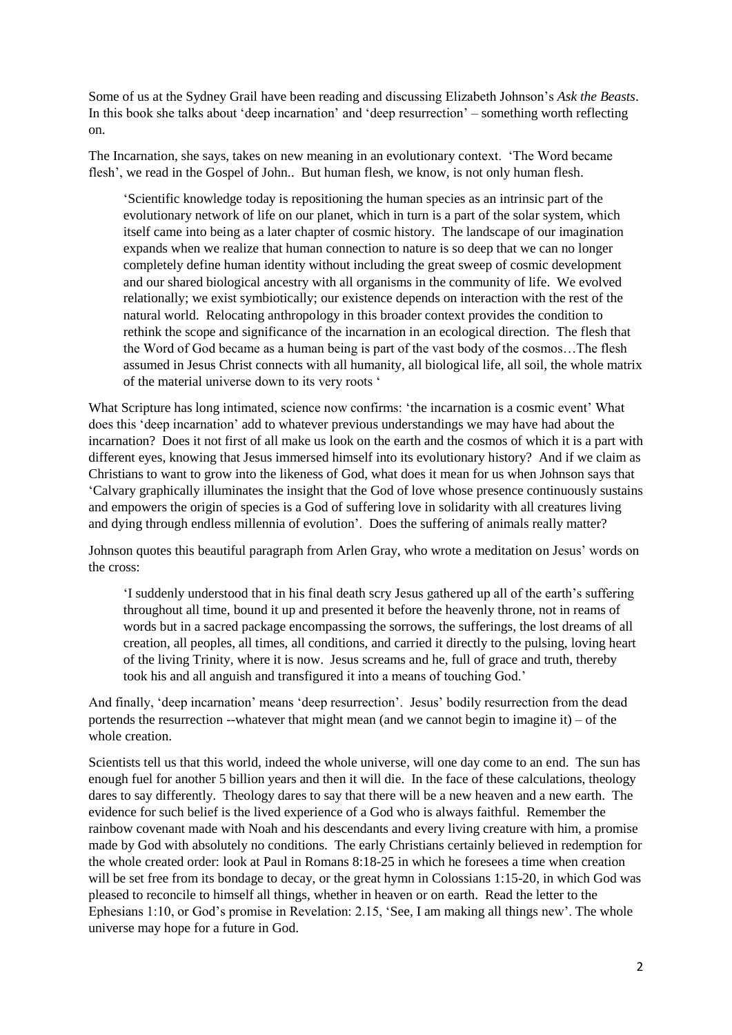Some of us at the Sydney Grail have been reading and discussing Elizabeth Johnson's *Ask the Beasts*. In this book she talks about 'deep incarnation' and 'deep resurrection' – something worth reflecting on.

The Incarnation, she says, takes on new meaning in an evolutionary context. 'The Word became flesh', we read in the Gospel of John.. But human flesh, we know, is not only human flesh.

> 'Scientific knowledge today is repositioning the human species as an intrinsic part of the evolutionary network of life on our planet, which in turn is a part of the solar system, which itself came into being as a later chapter of cosmic history. The landscape of our imagination expands when we realize that human connection to nature is so deep that we can no longer completely define human identity without including the great sweep of cosmic development and our shared biological ancestry with all organisms in the community of life. We evolved relationally; we exist symbiotically; our existence depends on interaction with the rest of the natural world. Relocating anthropology in this broader context provides the condition to rethink the scope and significance of the incarnation in an ecological direction. The flesh that the Word of God became as a human being is part of the vast body of the cosmos…The flesh assumed in Jesus Christ connects with all humanity, all biological life, all soil, the whole matrix of the material universe down to its very roots '

What Scripture has long intimated, science now confirms: 'the incarnation is a cosmic event' What does this 'deep incarnation' add to whatever previous understandings we may have had about the incarnation? Does it not first of all make us look on the earth and the cosmos of which it is a part with different eyes, knowing that Jesus immersed himself into its evolutionary history? And if we claim as Christians to want to grow into the likeness of God, what does it mean for us when Johnson says that 'Calvary graphically illuminates the insight that the God of love whose presence continuously sustains and empowers the origin of species is a God of suffering love in solidarity with all creatures living and dying through endless millennia of evolution'. Does the suffering of animals really matter?

Johnson quotes this beautiful paragraph from Arlen Gray, who wrote a meditation on Jesus' words on the cross:

> 'I suddenly understood that in his final death scry Jesus gathered up all of the earth's suffering throughout all time, bound it up and presented it before the heavenly throne, not in reams of words but in a sacred package encompassing the sorrows, the sufferings, the lost dreams of all creation, all peoples, all times, all conditions, and carried it directly to the pulsing, loving heart of the living Trinity, where it is now. Jesus screams and he, full of grace and truth, thereby took his and all anguish and transfigured it into a means of touching God.'

And finally, 'deep incarnation' means 'deep resurrection'. Jesus' bodily resurrection from the dead portends the resurrection --whatever that might mean (and we cannot begin to imagine it) – of the whole creation.

Scientists tell us that this world, indeed the whole universe, will one day come to an end. The sun has enough fuel for another 5 billion years and then it will die. In the face of these calculations, theology dares to say differently. Theology dares to say that there will be a new heaven and a new earth. The evidence for such belief is the lived experience of a God who is always faithful. Remember the rainbow covenant made with Noah and his descendants and every living creature with him, a promise made by God with absolutely no conditions. The early Christians certainly believed in redemption for the whole created order: look at Paul in Romans 8:18-25 in which he foresees a time when creation will be set free from its bondage to decay, or the great hymn in Colossians 1:15-20, in which God was pleased to reconcile to himself all things, whether in heaven or on earth. Read the letter to the Ephesians 1:10, or God's promise in Revelation: 2.15, 'See, I am making all things new'. The whole universe may hope for a future in God.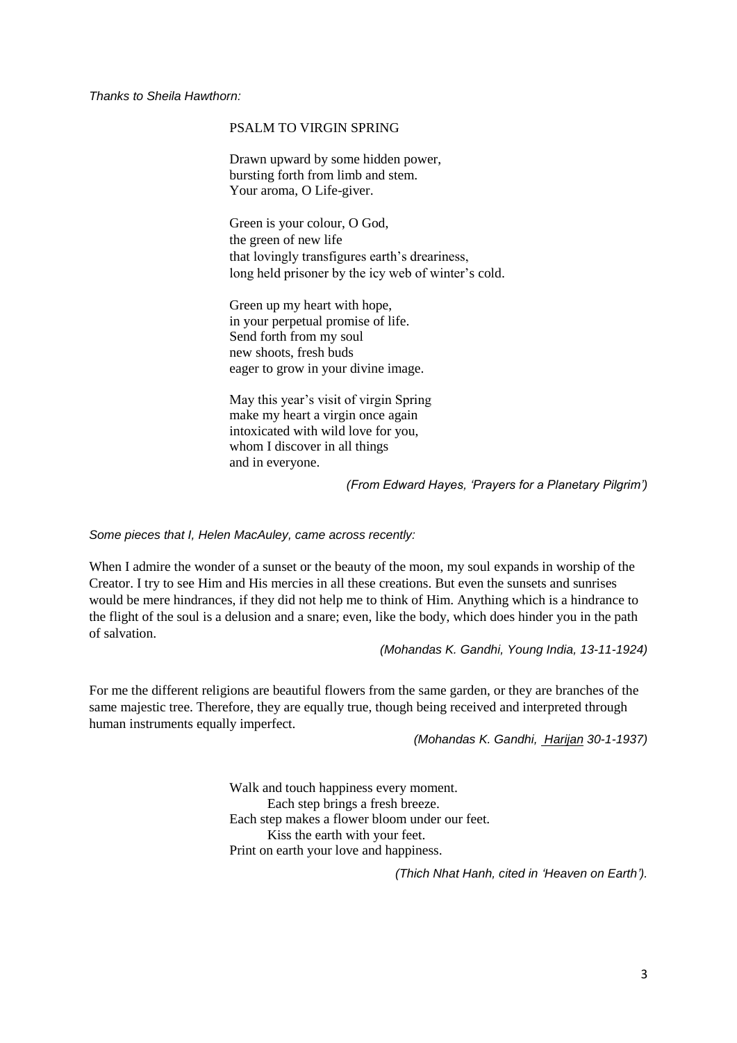*Thanks to Sheila Hawthorn:*

PSALM TO VIRGIN SPRING

Drawn upward by some hidden power,  
bursting forth from limb and stem.  
Your aroma, O Life-giver.

Green is your colour, O God,  
the green of new life  
that lovingly transfigures earth's dreariness,  
long held prisoner by the icy web of winter's cold.

Green up my heart with hope,  
in your perpetual promise of life.  
Send forth from my soul  
new shoots, fresh buds  
eager to grow in your divine image.

May this year's visit of virgin Spring  
make my heart a virgin once again  
intoxicated with wild love for you,  
whom I discover in all things  
and in everyone.

*(From Edward Hayes, 'Prayers for a Planetary Pilgrim')*

*Some pieces that I, Helen MacAuley, came across recently:*

When I admire the wonder of a sunset or the beauty of the moon, my soul expands in worship of the Creator. I try to see Him and His mercies in all these creations. But even the sunsets and sunrises would be mere hindrances, if they did not help me to think of Him. Anything which is a hindrance to the flight of the soul is a delusion and a snare; even, like the body, which does hinder you in the path of salvation.

*(Mohandas K. Gandhi, Young India, 13-11-1924)*

For me the different religions are beautiful flowers from the same garden, or they are branches of the same majestic tree. Therefore, they are equally true, though being received and interpreted through human instruments equally imperfect.

*(Mohandas K. Gandhi, Harijan 30-1-1937)*

Walk and touch happiness every moment.  
    Each step brings a fresh breeze.  
Each step makes a flower bloom under our feet.  
    Kiss the earth with your feet.  
Print on earth your love and happiness.

*(Thich Nhat Hanh, cited in 'Heaven on Earth').*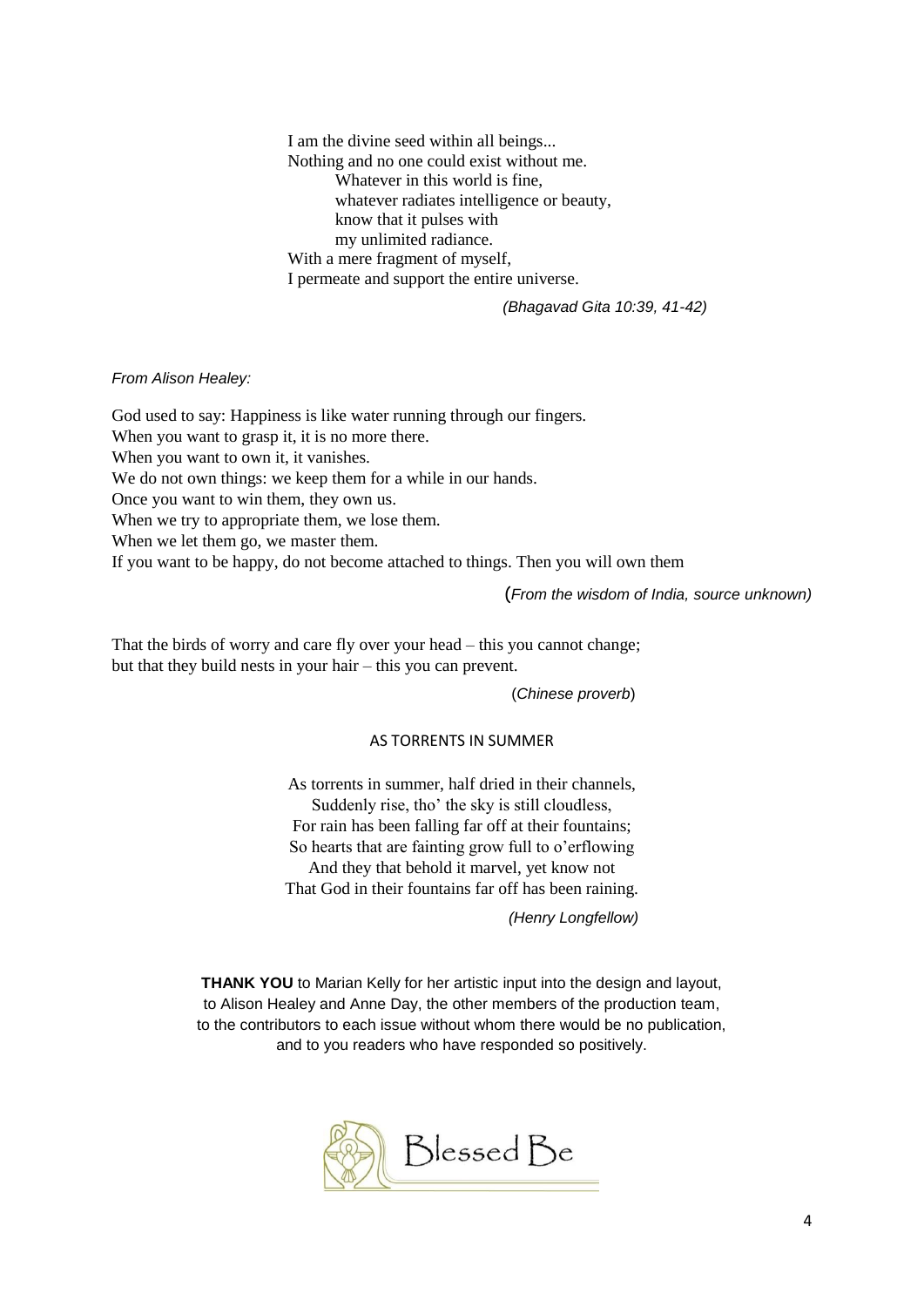I am the divine seed within all beings...
Nothing and no one could exist without me.
    Whatever in this world is fine,
    whatever radiates intelligence or beauty,
    know that it pulses with
    my unlimited radiance.
With a mere fragment of myself,
I permeate and support the entire universe.

*(Bhagavad Gita 10:39, 41-42)*

*From Alison Healey:*

God used to say: Happiness is like water running through our fingers.
When you want to grasp it, it is no more there.
When you want to own it, it vanishes.
We do not own things: we keep them for a while in our hands.
Once you want to win them, they own us.
When we try to appropriate them, we lose them.
When we let them go, we master them.
If you want to be happy, do not become attached to things. Then you will own them

(*From the wisdom of India, source unknown)*

That the birds of worry and care fly over your head – this you cannot change;
but that they build nests in your hair – this you can prevent.

(*Chinese proverb*)

## AS TORRENTS IN SUMMER

As torrents in summer, half dried in their channels,
Suddenly rise, tho' the sky is still cloudless,
For rain has been falling far off at their fountains;
So hearts that are fainting grow full to o'erflowing
And they that behold it marvel, yet know not
That God in their fountains far off has been raining.

*(Henry Longfellow)*

**THANK YOU** to Marian Kelly for her artistic input into the design and layout, to Alison Healey and Anne Day, the other members of the production team, to the contributors to each issue without whom there would be no publication, and to you readers who have responded so positively.

Blessed Be